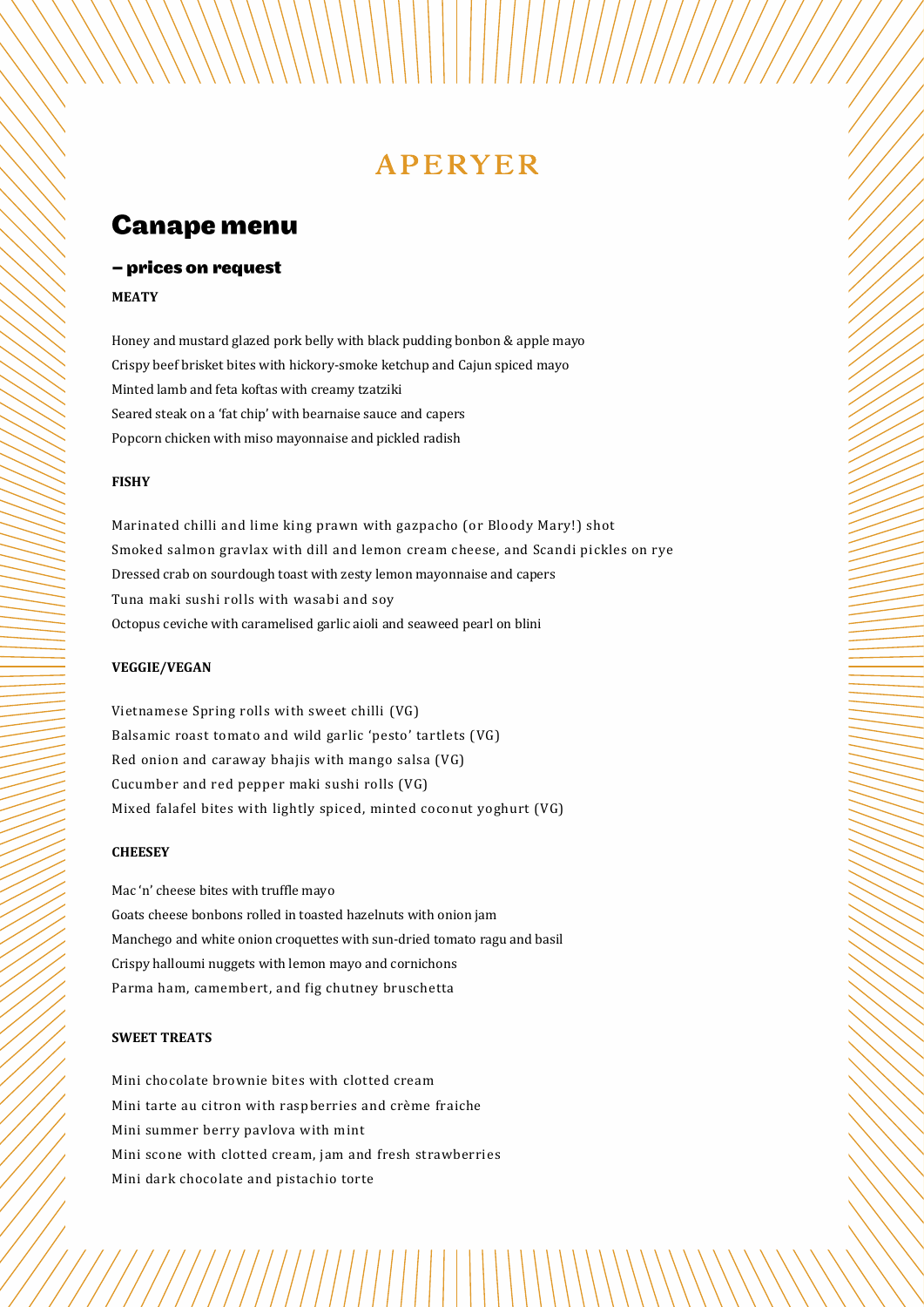# APERYER

## Canape menu

### – prices on request

**MEATY**

Honey and mustard glazed pork belly with black pudding bonbon & apple mayo
Crispy beef brisket bites with hickory-smoke ketchup and Cajun spiced mayo
Minted lamb and feta koftas with creamy tzatziki
Seared steak on a 'fat chip' with bearnaise sauce and capers
Popcorn chicken with miso mayonnaise and pickled radish

**FISHY**

Marinated chilli and lime king prawn with gazpacho (or Bloody Mary!) shot
Smoked salmon gravlax with dill and lemon cream cheese, and Scandi pickles on rye
Dressed crab on sourdough toast with zesty lemon mayonnaise and capers
Tuna maki sushi rolls with wasabi and soy
Octopus ceviche with caramelised garlic aioli and seaweed pearl on blini

**VEGGIE/VEGAN**

Vietnamese Spring rolls with sweet chilli (VG)
Balsamic roast tomato and wild garlic 'pesto' tartlets (VG)
Red onion and caraway bhajis with mango salsa (VG)
Cucumber and red pepper maki sushi rolls (VG)
Mixed falafel bites with lightly spiced, minted coconut yoghurt (VG)

**CHEESEY**

Mac 'n' cheese bites with truffle mayo
Goats cheese bonbons rolled in toasted hazelnuts with onion jam
Manchego and white onion croquettes with sun-dried tomato ragu and basil
Crispy halloumi nuggets with lemon mayo and cornichons
Parma ham, camembert, and fig chutney bruschetta

**SWEET TREATS**

Mini chocolate brownie bites with clotted cream
Mini tarte au citron with raspberries and crème fraiche
Mini summer berry pavlova with mint
Mini scone with clotted cream, jam and fresh strawberries
Mini dark chocolate and pistachio torte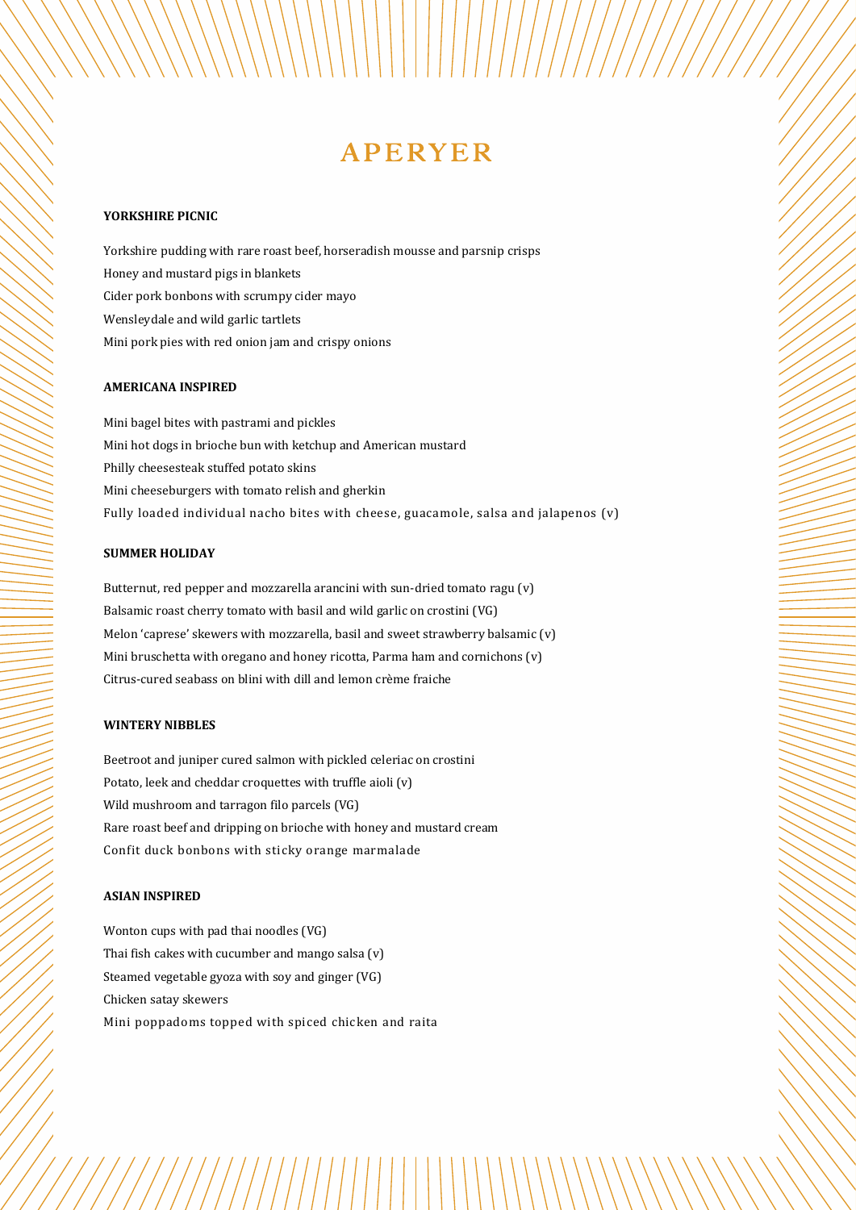# APERYER

**YORKSHIRE PICNIC**

Yorkshire pudding with rare roast beef, horseradish mousse and parsnip crisps
Honey and mustard pigs in blankets
Cider pork bonbons with scrumpy cider mayo
Wensleydale and wild garlic tartlets
Mini pork pies with red onion jam and crispy onions

**AMERICANA INSPIRED**

Mini bagel bites with pastrami and pickles
Mini hot dogs in brioche bun with ketchup and American mustard
Philly cheesesteak stuffed potato skins
Mini cheeseburgers with tomato relish and gherkin
Fully loaded individual nacho bites with cheese, guacamole, salsa and jalapenos (v)

**SUMMER HOLIDAY**

Butternut, red pepper and mozzarella arancini with sun-dried tomato ragu (v)
Balsamic roast cherry tomato with basil and wild garlic on crostini (VG)
Melon 'caprese' skewers with mozzarella, basil and sweet strawberry balsamic (v)
Mini bruschetta with oregano and honey ricotta, Parma ham and cornichons (v)
Citrus-cured seabass on blini with dill and lemon crème fraiche

**WINTERY NIBBLES**

Beetroot and juniper cured salmon with pickled celeriac on crostini
Potato, leek and cheddar croquettes with truffle aioli (v)
Wild mushroom and tarragon filo parcels (VG)
Rare roast beef and dripping on brioche with honey and mustard cream
Confit duck bonbons with sticky orange marmalade

**ASIAN INSPIRED**

Wonton cups with pad thai noodles (VG)
Thai fish cakes with cucumber and mango salsa (v)
Steamed vegetable gyoza with soy and ginger (VG)
Chicken satay skewers
Mini poppadoms topped with spiced chicken and raita